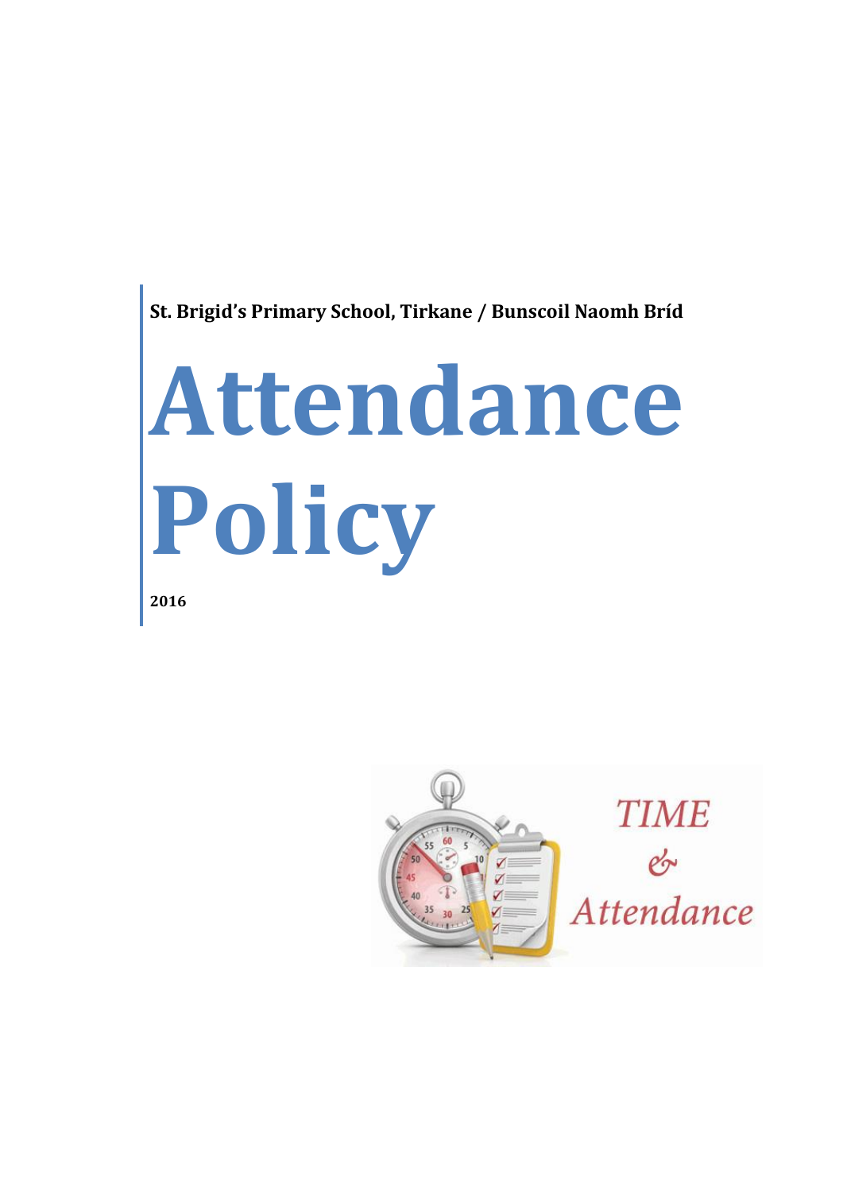**St. Brigid's Primary School, Tirkane / Bunscoil Naomh Bríd**

# Attendance Policy

**2016**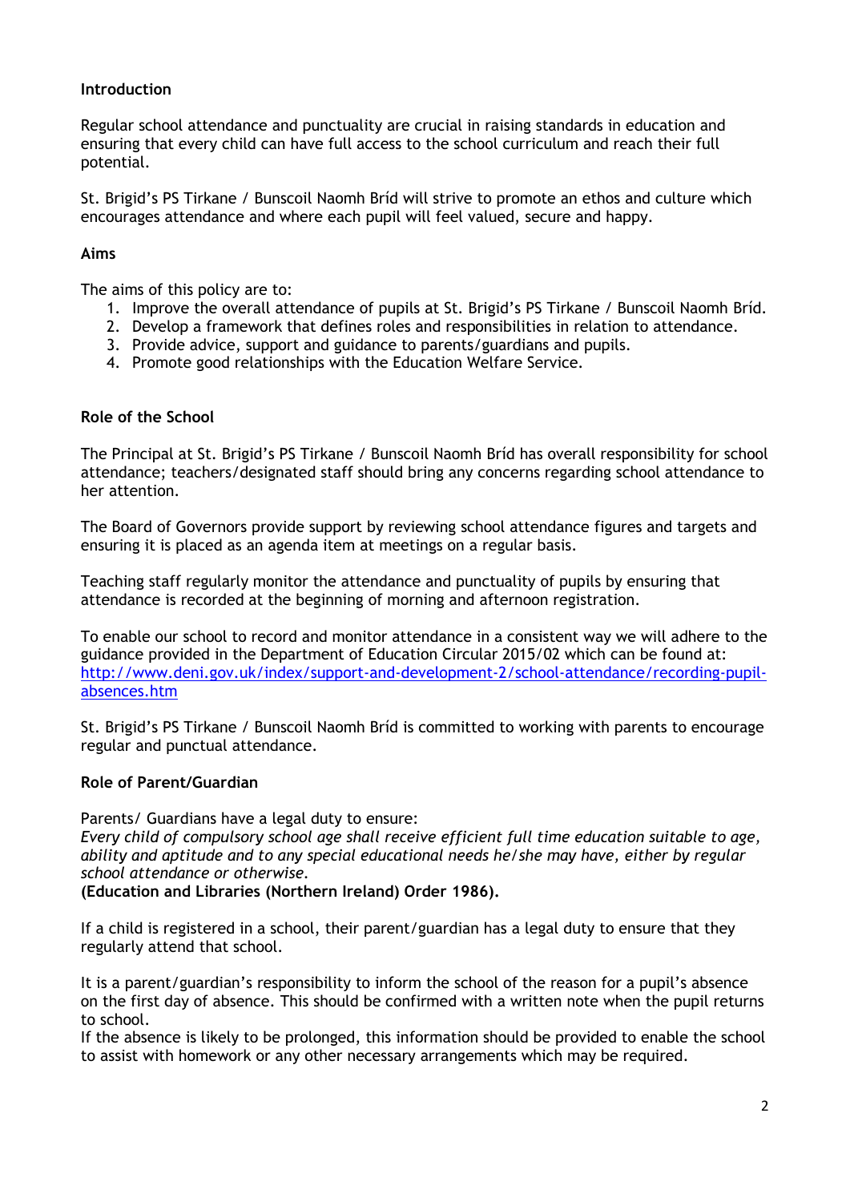## Introduction

Regular school attendance and punctuality are crucial in raising standards in education and ensuring that every child can have full access to the school curriculum and reach their full potential.

St. Brigid's PS Tirkane / Bunscoil Naomh Bríd will strive to promote an ethos and culture which encourages attendance and where each pupil will feel valued, secure and happy.

## Aims

The aims of this policy are to:

1. Improve the overall attendance of pupils at St. Brigid's PS Tirkane / Bunscoil Naomh Bríd.
2. Develop a framework that defines roles and responsibilities in relation to attendance.
3. Provide advice, support and guidance to parents/guardians and pupils.
4. Promote good relationships with the Education Welfare Service.

## Role of the School

The Principal at St. Brigid's PS Tirkane / Bunscoil Naomh Bríd has overall responsibility for school attendance; teachers/designated staff should bring any concerns regarding school attendance to her attention.

The Board of Governors provide support by reviewing school attendance figures and targets and ensuring it is placed as an agenda item at meetings on a regular basis.

Teaching staff regularly monitor the attendance and punctuality of pupils by ensuring that attendance is recorded at the beginning of morning and afternoon registration.

To enable our school to record and monitor attendance in a consistent way we will adhere to the guidance provided in the Department of Education Circular 2015/02 which can be found at: [http://www.deni.gov.uk/index/support-and-development-2/school-attendance/recording-pupil-absences.htm](http://www.deni.gov.uk/index/support-and-development-2/school-attendance/recording-pupil-absences.htm)

St. Brigid's PS Tirkane / Bunscoil Naomh Bríd is committed to working with parents to encourage regular and punctual attendance.

## Role of Parent/Guardian

Parents/ Guardians have a legal duty to ensure:
*Every child of compulsory school age shall receive efficient full time education suitable to age, ability and aptitude and to any special educational needs he/she may have, either by regular school attendance or otherwise.*
**(Education and Libraries (Northern Ireland) Order 1986).**

If a child is registered in a school, their parent/guardian has a legal duty to ensure that they regularly attend that school.

It is a parent/guardian's responsibility to inform the school of the reason for a pupil's absence on the first day of absence. This should be confirmed with a written note when the pupil returns to school.
If the absence is likely to be prolonged, this information should be provided to enable the school to assist with homework or any other necessary arrangements which may be required.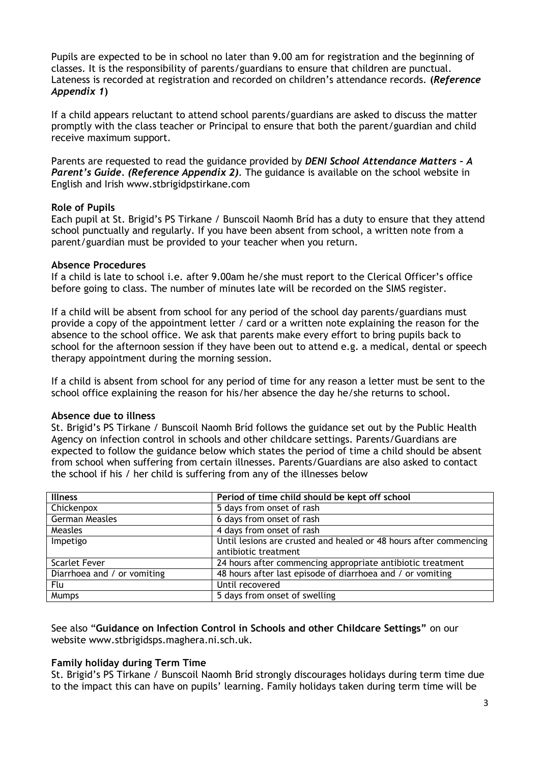Pupils are expected to be in school no later than 9.00 am for registration and the beginning of classes. It is the responsibility of parents/guardians to ensure that children are punctual. Lateness is recorded at registration and recorded on children's attendance records. **(*Reference Appendix 1*)**

If a child appears reluctant to attend school parents/guardians are asked to discuss the matter promptly with the class teacher or Principal to ensure that both the parent/guardian and child receive maximum support.

Parents are requested to read the guidance provided by ***DENI School Attendance Matters – A Parent's Guide***. ***(Reference Appendix 2)***. The guidance is available on the school website in English and Irish www.stbrigidpstirkane.com

**Role of Pupils**

Each pupil at St. Brigid's PS Tirkane / Bunscoil Naomh Bríd has a duty to ensure that they attend school punctually and regularly. If you have been absent from school, a written note from a parent/guardian must be provided to your teacher when you return.

**Absence Procedures**

If a child is late to school i.e. after 9.00am he/she must report to the Clerical Officer's office before going to class. The number of minutes late will be recorded on the SIMS register.

If a child will be absent from school for any period of the school day parents/guardians must provide a copy of the appointment letter / card or a written note explaining the reason for the absence to the school office. We ask that parents make every effort to bring pupils back to school for the afternoon session if they have been out to attend e.g. a medical, dental or speech therapy appointment during the morning session.

If a child is absent from school for any period of time for any reason a letter must be sent to the school office explaining the reason for his/her absence the day he/she returns to school.

**Absence due to illness**

St. Brigid's PS Tirkane / Bunscoil Naomh Bríd follows the guidance set out by the Public Health Agency on infection control in schools and other childcare settings. Parents/Guardians are expected to follow the guidance below which states the period of time a child should be absent from school when suffering from certain illnesses. Parents/Guardians are also asked to contact the school if his / her child is suffering from any of the illnesses below

| **Illness** | **Period of time child should be kept off school** |
|---|---|
| Chickenpox | 5 days from onset of rash |
| German Measles | 6 days from onset of rash |
| Measles | 4 days from onset of rash |
| Impetigo | Until lesions are crusted and healed or 48 hours after commencing antibiotic treatment |
| Scarlet Fever | 24 hours after commencing appropriate antibiotic treatment |
| Diarrhoea and / or vomiting | 48 hours after last episode of diarrhoea and / or vomiting |
| Flu | Until recovered |
| Mumps | 5 days from onset of swelling |

See also "**Guidance on Infection Control in Schools and other Childcare Settings**" on our website www.stbrigidsps.maghera.ni.sch.uk.

**Family holiday during Term Time**

St. Brigid's PS Tirkane / Bunscoil Naomh Bríd strongly discourages holidays during term time due to the impact this can have on pupils' learning. Family holidays taken during term time will be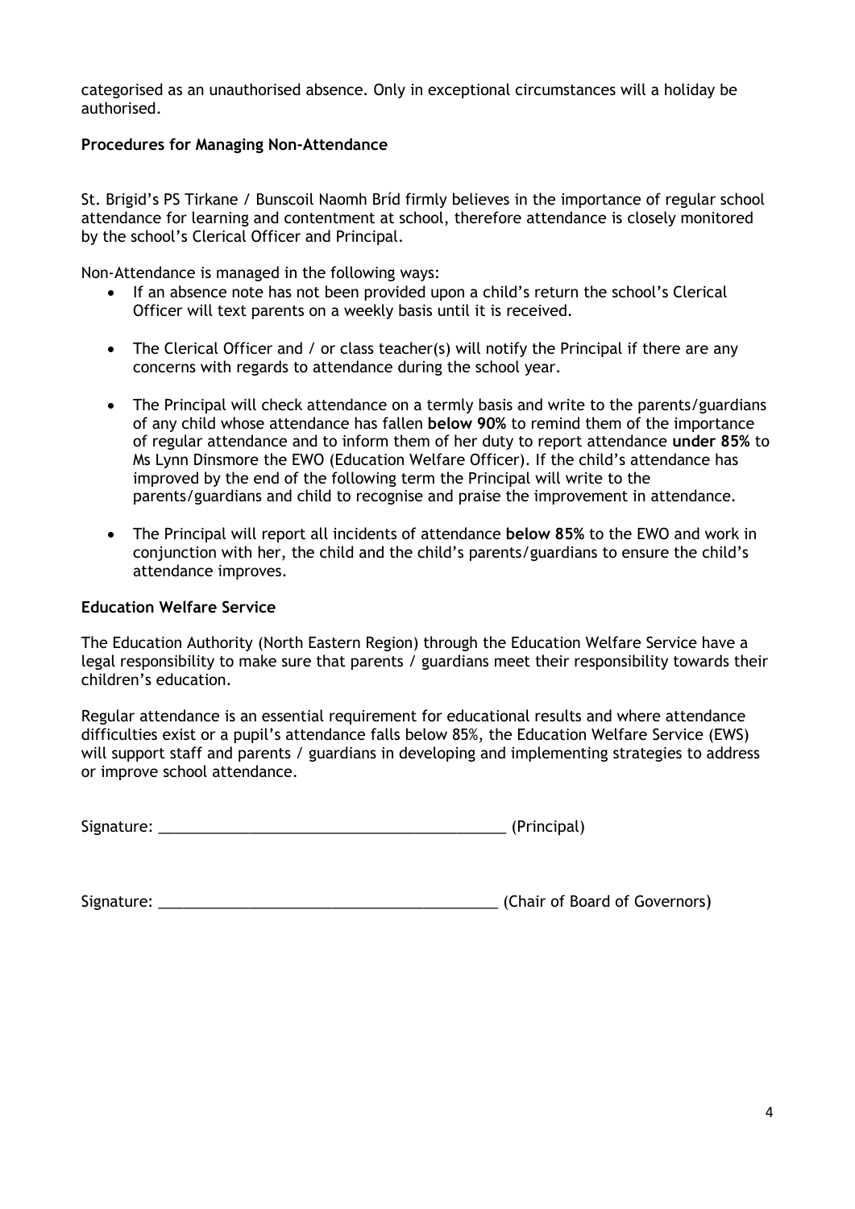categorised as an unauthorised absence. Only in exceptional circumstances will a holiday be authorised.

**Procedures for Managing Non-Attendance**

St. Brigid's PS Tirkane / Bunscoil Naomh Bríd firmly believes in the importance of regular school attendance for learning and contentment at school, therefore attendance is closely monitored by the school's Clerical Officer and Principal.

Non-Attendance is managed in the following ways:

- If an absence note has not been provided upon a child's return the school's Clerical Officer will text parents on a weekly basis until it is received.
- The Clerical Officer and / or class teacher(s) will notify the Principal if there are any concerns with regards to attendance during the school year.
- The Principal will check attendance on a termly basis and write to the parents/guardians of any child whose attendance has fallen **below 90%** to remind them of the importance of regular attendance and to inform them of her duty to report attendance **under 85%** to Ms Lynn Dinsmore the EWO (Education Welfare Officer). If the child's attendance has improved by the end of the following term the Principal will write to the parents/guardians and child to recognise and praise the improvement in attendance.
- The Principal will report all incidents of attendance **below 85%** to the EWO and work in conjunction with her, the child and the child's parents/guardians to ensure the child's attendance improves.

**Education Welfare Service**

The Education Authority (North Eastern Region) through the Education Welfare Service have a legal responsibility to make sure that parents / guardians meet their responsibility towards their children's education.

Regular attendance is an essential requirement for educational results and where attendance difficulties exist or a pupil's attendance falls below 85%, the Education Welfare Service (EWS) will support staff and parents / guardians in developing and implementing strategies to address or improve school attendance.

Signature: \_\_\_\_\_\_\_\_\_\_\_\_\_\_\_\_\_\_\_\_\_\_\_\_\_\_\_\_\_\_\_\_\_\_\_\_\_\_\_\_\_\_ (Principal)

Signature: \_\_\_\_\_\_\_\_\_\_\_\_\_\_\_\_\_\_\_\_\_\_\_\_\_\_\_\_\_\_\_\_\_\_\_\_\_\_\_\_\_\_ (Chair of Board of Governors)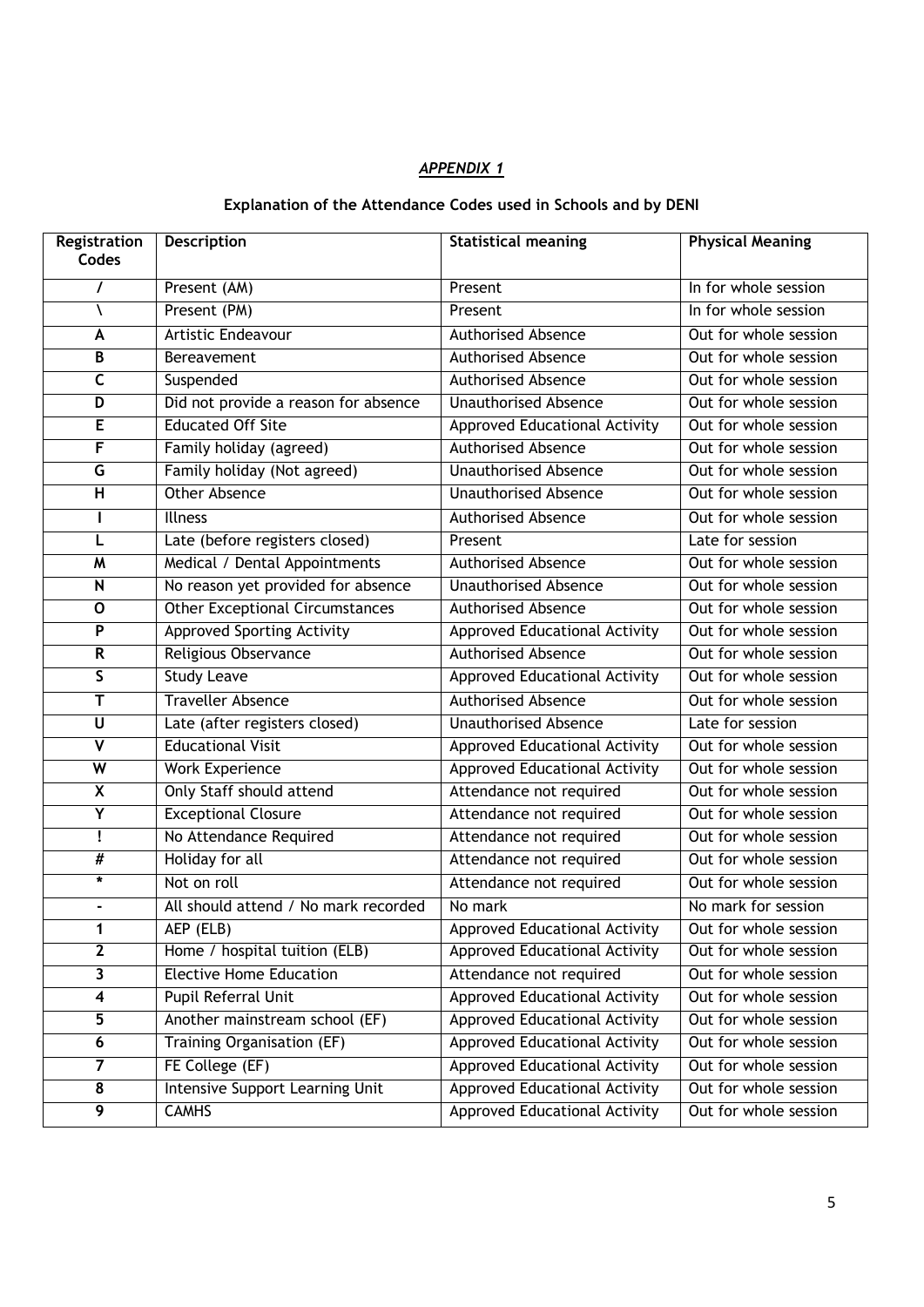*APPENDIX 1*

**Explanation of the Attendance Codes used in Schools and by DENI**

| Registration Codes | Description | Statistical meaning | Physical Meaning |
|---|---|---|---|
| / | Present (AM) | Present | In for whole session |
| \ | Present (PM) | Present | In for whole session |
| A | Artistic Endeavour | Authorised Absence | Out for whole session |
| B | Bereavement | Authorised Absence | Out for whole session |
| C | Suspended | Authorised Absence | Out for whole session |
| D | Did not provide a reason for absence | Unauthorised Absence | Out for whole session |
| E | Educated Off Site | Approved Educational Activity | Out for whole session |
| F | Family holiday (agreed) | Authorised Absence | Out for whole session |
| G | Family holiday (Not agreed) | Unauthorised Absence | Out for whole session |
| H | Other Absence | Unauthorised Absence | Out for whole session |
| I | Illness | Authorised Absence | Out for whole session |
| L | Late (before registers closed) | Present | Late for session |
| M | Medical / Dental Appointments | Authorised Absence | Out for whole session |
| N | No reason yet provided for absence | Unauthorised Absence | Out for whole session |
| O | Other Exceptional Circumstances | Authorised Absence | Out for whole session |
| P | Approved Sporting Activity | Approved Educational Activity | Out for whole session |
| R | Religious Observance | Authorised Absence | Out for whole session |
| S | Study Leave | Approved Educational Activity | Out for whole session |
| T | Traveller Absence | Authorised Absence | Out for whole session |
| U | Late (after registers closed) | Unauthorised Absence | Late for session |
| V | Educational Visit | Approved Educational Activity | Out for whole session |
| W | Work Experience | Approved Educational Activity | Out for whole session |
| X | Only Staff should attend | Attendance not required | Out for whole session |
| Y | Exceptional Closure | Attendance not required | Out for whole session |
| ! | No Attendance Required | Attendance not required | Out for whole session |
| # | Holiday for all | Attendance not required | Out for whole session |
| * | Not on roll | Attendance not required | Out for whole session |
| - | All should attend / No mark recorded | No mark | No mark for session |
| 1 | AEP (ELB) | Approved Educational Activity | Out for whole session |
| 2 | Home / hospital tuition (ELB) | Approved Educational Activity | Out for whole session |
| 3 | Elective Home Education | Attendance not required | Out for whole session |
| 4 | Pupil Referral Unit | Approved Educational Activity | Out for whole session |
| 5 | Another mainstream school (EF) | Approved Educational Activity | Out for whole session |
| 6 | Training Organisation (EF) | Approved Educational Activity | Out for whole session |
| 7 | FE College (EF) | Approved Educational Activity | Out for whole session |
| 8 | Intensive Support Learning Unit | Approved Educational Activity | Out for whole session |
| 9 | CAMHS | Approved Educational Activity | Out for whole session |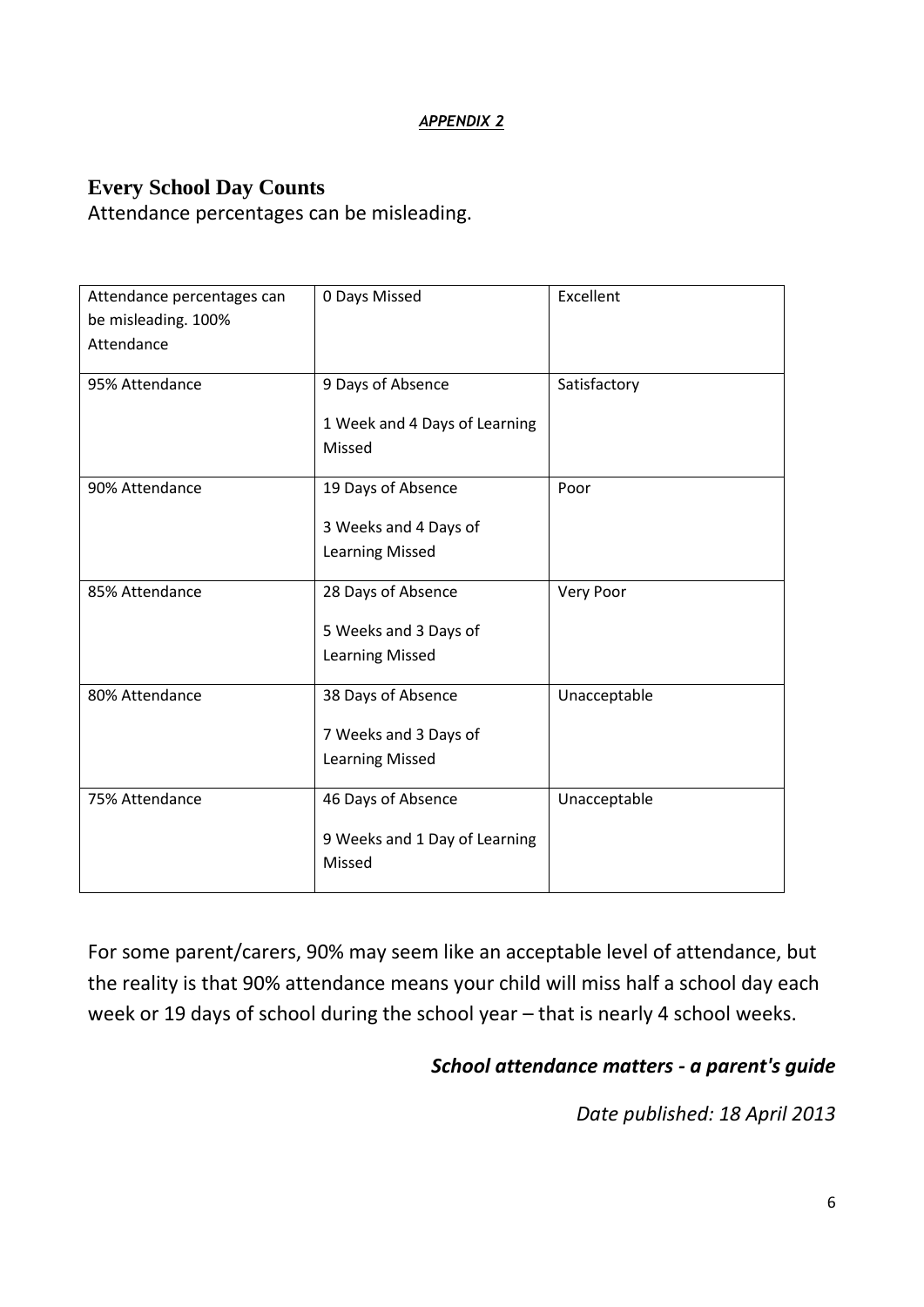***APPENDIX 2***

## Every School Day Counts

Attendance percentages can be misleading.

| | | |
|---|---|---|
| Attendance percentages can be misleading. 100% Attendance | 0 Days Missed | Excellent |
| 95% Attendance | 9 Days of Absence<br><br>1 Week and 4 Days of Learning Missed | Satisfactory |
| 90% Attendance | 19 Days of Absence<br><br>3 Weeks and 4 Days of Learning Missed | Poor |
| 85% Attendance | 28 Days of Absence<br><br>5 Weeks and 3 Days of Learning Missed | Very Poor |
| 80% Attendance | 38 Days of Absence<br><br>7 Weeks and 3 Days of Learning Missed | Unacceptable |
| 75% Attendance | 46 Days of Absence<br><br>9 Weeks and 1 Day of Learning Missed | Unacceptable |

For some parent/carers, 90% may seem like an acceptable level of attendance, but the reality is that 90% attendance means your child will miss half a school day each week or 19 days of school during the school year – that is nearly 4 school weeks.

***School attendance matters - a parent's guide***

*Date published: 18 April 2013*